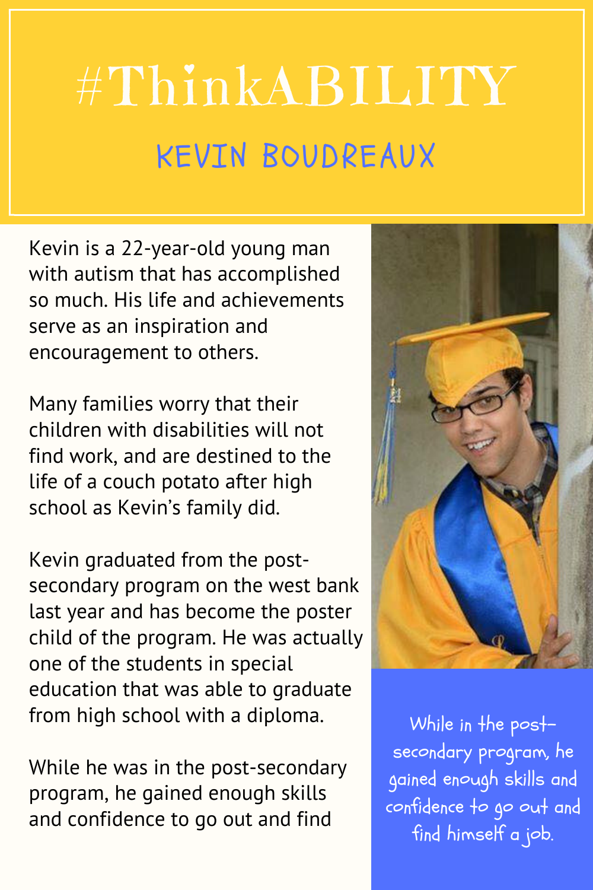# #ThinkABILITY

## KEVIN BOUDREAUX

Kevin is a 22-year-old young man with autism that has accomplished so much. His life and achievements serve as an inspiration and encouragement to others.

Many families worry that their children with disabilities will not find work, and are destined to the life of a couch potato after high school as Kevin's family did.

Kevin graduated from the post-secondary program on the west bank last year and has become the poster child of the program. He was actually one of the students in special education that was able to graduate from high school with a diploma.

While he was in the post-secondary program, he gained enough skills and confidence to go out and find

> While in the post-secondary program, he gained enough skills and confidence to go out and find himself a job.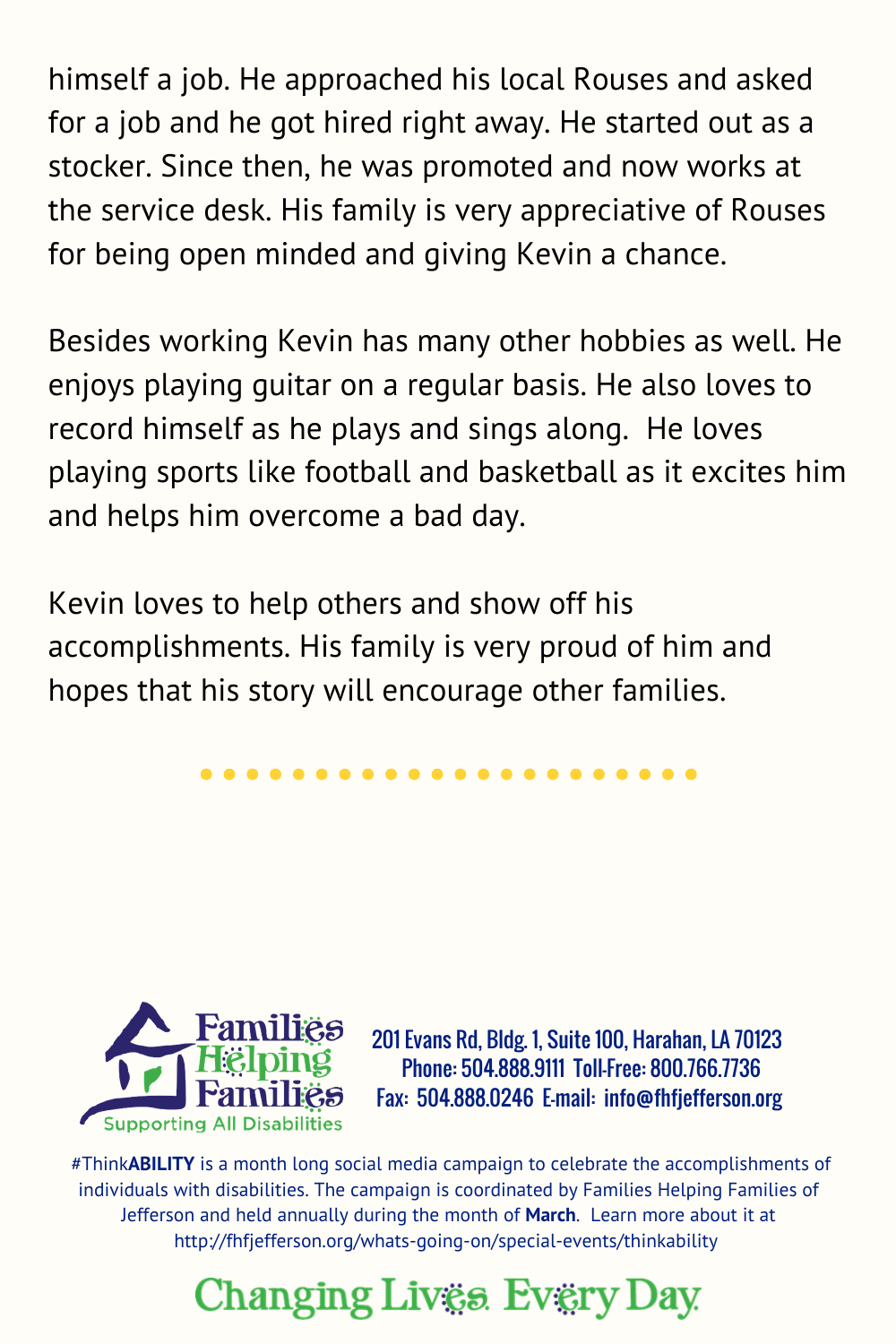himself a job. He approached his local Rouses and asked for a job and he got hired right away. He started out as a stocker. Since then, he was promoted and now works at the service desk. His family is very appreciative of Rouses for being open minded and giving Kevin a chance.

Besides working Kevin has many other hobbies as well. He enjoys playing guitar on a regular basis. He also loves to record himself as he plays and sings along. He loves playing sports like football and basketball as it excites him and helps him overcome a bad day.

Kevin loves to help others and show off his accomplishments. His family is very proud of him and hopes that his story will encourage other families.

Families Helping Families
Supporting All Disabilities

201 Evans Rd, Bldg. 1, Suite 100, Harahan, LA 70123
Phone: 504.888.9111 Toll-Free: 800.766.7736
Fax: 504.888.0246 E-mail: info@fhfjefferson.org

#Think**ABILITY** is a month long social media campaign to celebrate the accomplishments of individuals with disabilities. The campaign is coordinated by Families Helping Families of Jefferson and held annually during the month of **March**. Learn more about it at http://fhfjefferson.org/whats-going-on/special-events/thinkability

Changing Lives. Every Day.